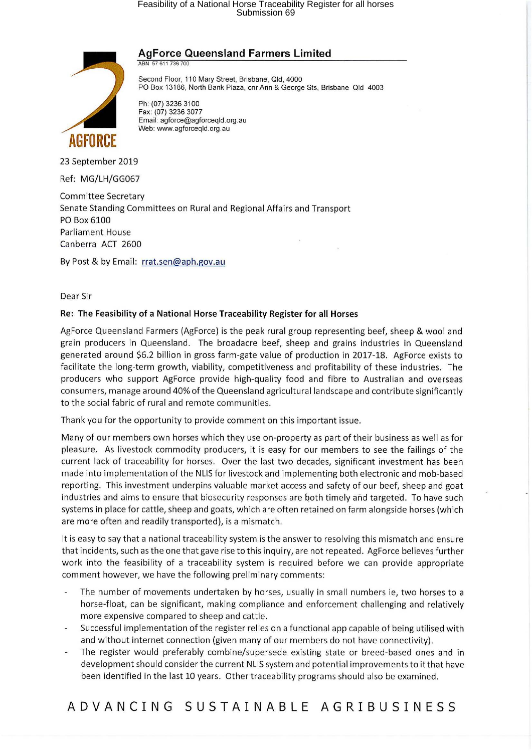**AgForce Queensland Farmers Limited**

ABN 57 611 736 700

Second Floor, 110 Mary Street, Brisbane, Qld, 4000
PO Box 13186, North Bank Plaza, cnr Ann & George Sts, Brisbane Qld 4003

Ph: (07) 3236 3100
Fax: (07) 3236 3077
Email: agforce@agforceqld.org.au
Web: www.agforceqld.org.au

AGFORCE

23 September 2019

Ref: MG/LH/GG067

Committee Secretary
Senate Standing Committees on Rural and Regional Affairs and Transport
PO Box 6100
Parliament House
Canberra ACT 2600

By Post & by Email: rrat.sen@aph.gov.au

Dear Sir

**Re: The Feasibility of a National Horse Traceability Register for all Horses**

AgForce Queensland Farmers (AgForce) is the peak rural group representing beef, sheep & wool and grain producers in Queensland. The broadacre beef, sheep and grains industries in Queensland generated around $6.2 billion in gross farm-gate value of production in 2017-18. AgForce exists to facilitate the long-term growth, viability, competitiveness and profitability of these industries. The producers who support AgForce provide high-quality food and fibre to Australian and overseas consumers, manage around 40% of the Queensland agricultural landscape and contribute significantly to the social fabric of rural and remote communities.

Thank you for the opportunity to provide comment on this important issue.

Many of our members own horses which they use on-property as part of their business as well as for pleasure. As livestock commodity producers, it is easy for our members to see the failings of the current lack of traceability for horses. Over the last two decades, significant investment has been made into implementation of the NLIS for livestock and implementing both electronic and mob-based reporting. This investment underpins valuable market access and safety of our beef, sheep and goat industries and aims to ensure that biosecurity responses are both timely and targeted. To have such systems in place for cattle, sheep and goats, which are often retained on farm alongside horses (which are more often and readily transported), is a mismatch.

It is easy to say that a national traceability system is the answer to resolving this mismatch and ensure that incidents, such as the one that gave rise to this inquiry, are not repeated. AgForce believes further work into the feasibility of a traceability system is required before we can provide appropriate comment however, we have the following preliminary comments:

- The number of movements undertaken by horses, usually in small numbers ie, two horses to a horse-float, can be significant, making compliance and enforcement challenging and relatively more expensive compared to sheep and cattle.
- Successful implementation of the register relies on a functional app capable of being utilised with and without internet connection (given many of our members do not have connectivity).
- The register would preferably combine/supersede existing state or breed-based ones and in development should consider the current NLIS system and potential improvements to it that have been identified in the last 10 years. Other traceability programs should also be examined.

ADVANCING SUSTAINABLE AGRIBUSINESS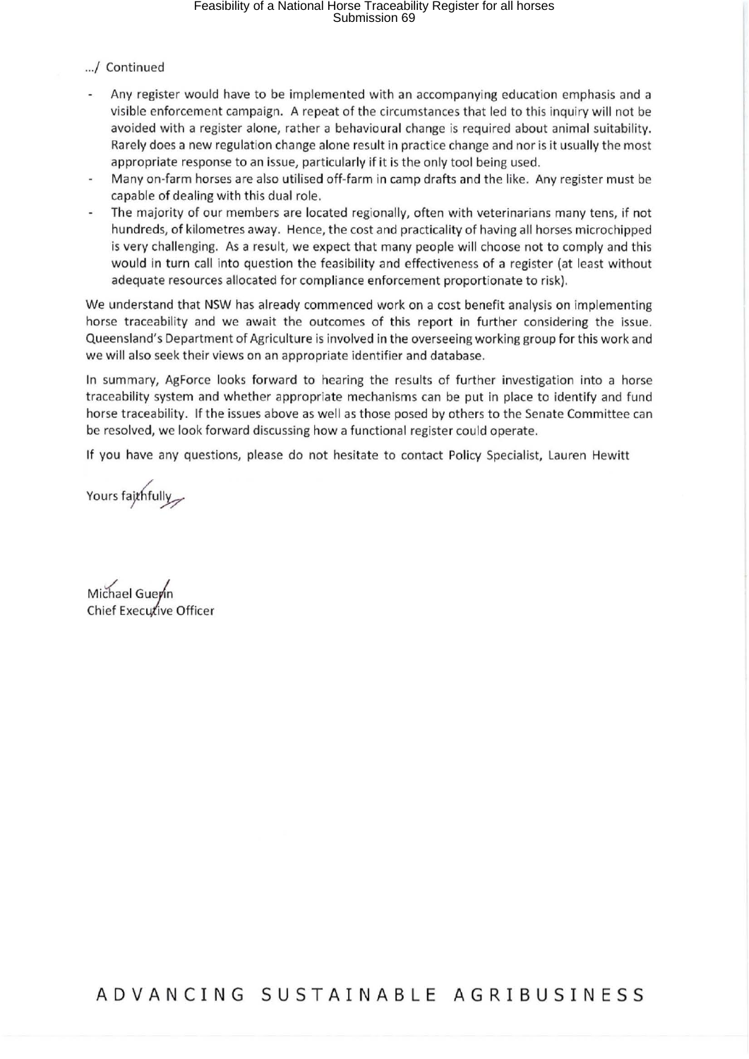.../ Continued

- Any register would have to be implemented with an accompanying education emphasis and a visible enforcement campaign. A repeat of the circumstances that led to this inquiry will not be avoided with a register alone, rather a behavioural change is required about animal suitability. Rarely does a new regulation change alone result in practice change and nor is it usually the most appropriate response to an issue, particularly if it is the only tool being used.
- Many on-farm horses are also utilised off-farm in camp drafts and the like. Any register must be capable of dealing with this dual role.
- The majority of our members are located regionally, often with veterinarians many tens, if not hundreds, of kilometres away. Hence, the cost and practicality of having all horses microchipped is very challenging. As a result, we expect that many people will choose not to comply and this would in turn call into question the feasibility and effectiveness of a register (at least without adequate resources allocated for compliance enforcement proportionate to risk).

We understand that NSW has already commenced work on a cost benefit analysis on implementing horse traceability and we await the outcomes of this report in further considering the issue. Queensland's Department of Agriculture is involved in the overseeing working group for this work and we will also seek their views on an appropriate identifier and database.

In summary, AgForce looks forward to hearing the results of further investigation into a horse traceability system and whether appropriate mechanisms can be put in place to identify and fund horse traceability. If the issues above as well as those posed by others to the Senate Committee can be resolved, we look forward discussing how a functional register could operate.

If you have any questions, please do not hesitate to contact Policy Specialist, Lauren Hewitt

Yours faithfully

Michael Guerin
Chief Executive Officer

ADVANCING SUSTAINABLE AGRIBUSINESS